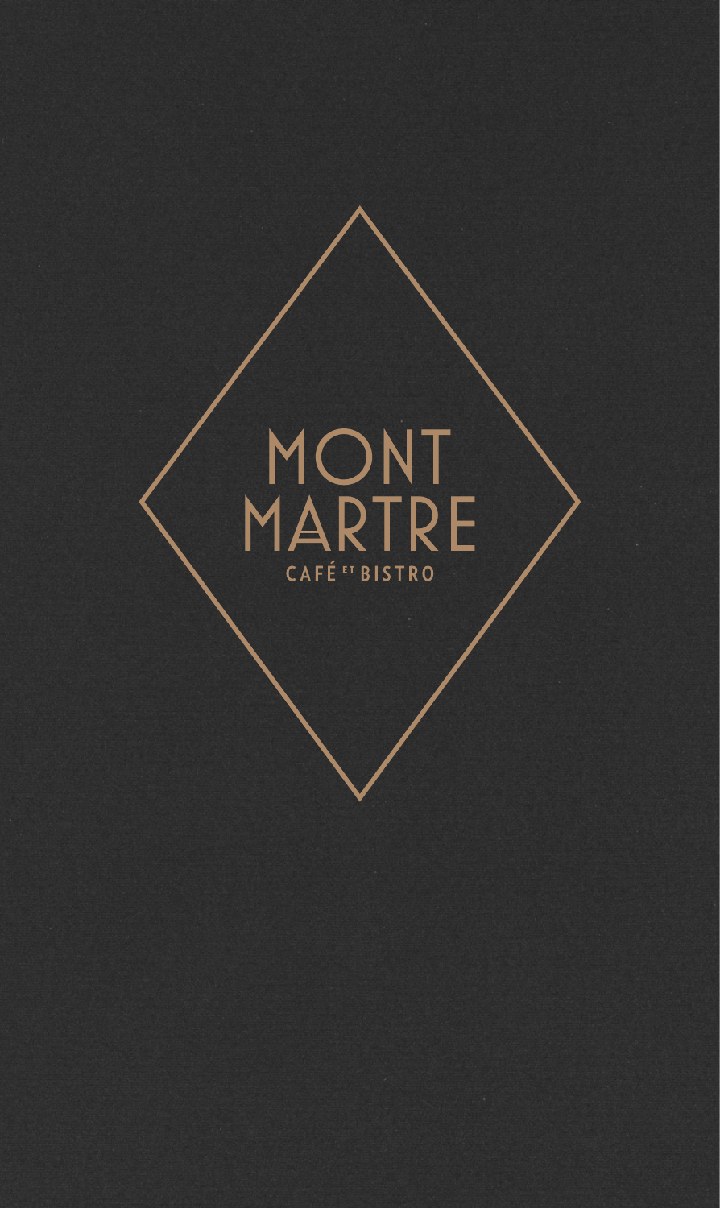# MONT MARTRE

CAFÉ ET BISTRO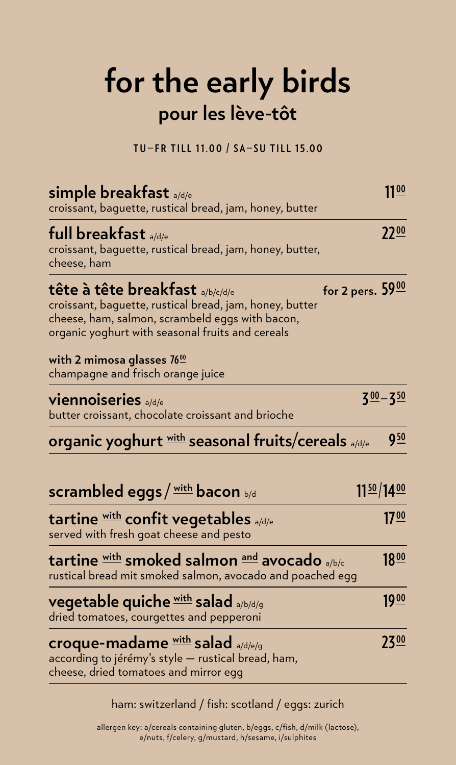# for the early birds

## pour les lève-tôt

**TU–FR TILL 11.00 / SA–SU TILL 15.00**

**simple breakfast** a/d/e — **11.00**
croissant, baguette, rustical bread, jam, honey, butter

**full breakfast** a/d/e — **22.00**
croissant, baguette, rustical bread, jam, honey, butter, cheese, ham

**tête à tête breakfast** a/b/c/d/e — **for 2 pers. 59.00**
croissant, baguette, rustical bread, jam, honey, butter cheese, ham, salmon, scrambeld eggs with bacon, organic yoghurt with seasonal fruits and cereals

**with 2 mimosa glasses 76.00**
champagne and frisch orange juice

**viennoiseries** a/d/e — **3.00–3.50**
butter croissant, chocolate croissant and brioche

**organic yoghurt with seasonal fruits/cereals** a/d/e — **9.50**

**scrambled eggs / with bacon** b/d — **11.50/14.00**

**tartine with confit vegetables** a/d/e — **17.00**
served with fresh goat cheese and pesto

**tartine with smoked salmon and avocado** a/b/c — **18.00**
rustical bread mit smoked salmon, avocado and poached egg

**vegetable quiche with salad** a/b/d/g — **19.00**
dried tomatoes, courgettes and pepperoni

**croque-madame with salad** a/d/e/g — **23.00**
according to jérémy's style — rustical bread, ham, cheese, dried tomatoes and mirror egg

ham: switzerland / fish: scotland / eggs: zurich

allergen key: a/cereals containing gluten, b/eggs, c/fish, d/milk (lactose), e/nuts, f/celery, g/mustard, h/sesame, i/sulphites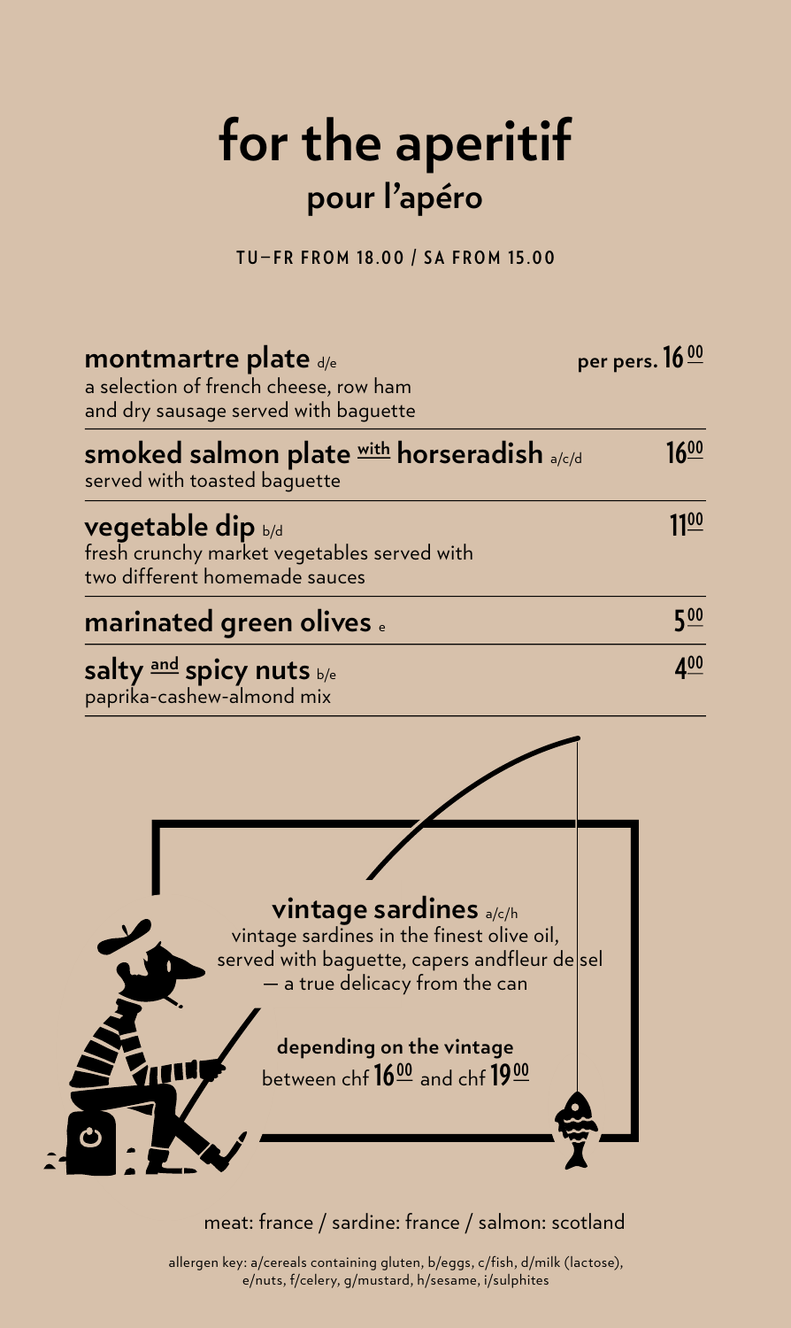# for the aperitif

## pour l'apéro

**TU–FR FROM 18.00 / SA FROM 15.00**

**montmartre plate** d/e — per pers. 16.00
a selection of french cheese, row ham and dry sausage served with baguette

**smoked salmon plate with horseradish** a/c/d — 16.00
served with toasted baguette

**vegetable dip** b/d — 11.00
fresh crunchy market vegetables served with two different homemade sauces

**marinated green olives** e — 5.00

**salty and spicy nuts** b/e — 4.00
paprika-cashew-almond mix

**vintage sardines** a/c/h
vintage sardines in the finest olive oil, served with baguette, capers andfleur de sel — a true delicacy from the can

**depending on the vintage**
between chf 16.00 and chf 19.00

meat: france / sardine: france / salmon: scotland

allergen key: a/cereals containing gluten, b/eggs, c/fish, d/milk (lactose), e/nuts, f/celery, g/mustard, h/sesame, i/sulphites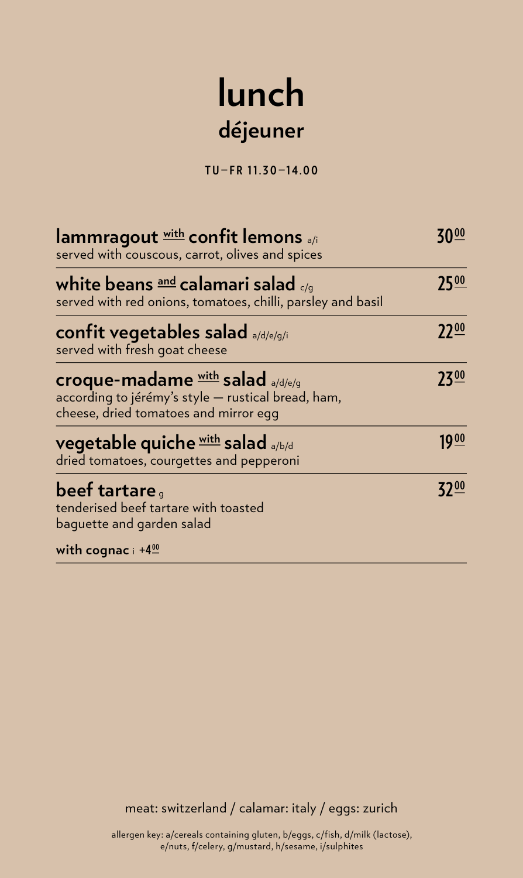# lunch

## déjeuner

TU–FR 11.30–14.00

**lammragout with confit lemons** a/i — **30.00**
served with couscous, carrot, olives and spices

**white beans and calamari salad** c/g — **25.00**
served with red onions, tomatoes, chilli, parsley and basil

**confit vegetables salad** a/d/e/g/i — **22.00**
served with fresh goat cheese

**croque-madame with salad** a/d/e/g — **23.00**
according to jérémy's style — rustical bread, ham, cheese, dried tomatoes and mirror egg

**vegetable quiche with salad** a/b/d — **19.00**
dried tomatoes, courgettes and pepperoni

**beef tartare** g — **32.00**
tenderised beef tartare with toasted baguette and garden salad

**with cognac** i +4.00

meat: switzerland / calamar: italy / eggs: zurich

allergen key: a/cereals containing gluten, b/eggs, c/fish, d/milk (lactose), e/nuts, f/celery, g/mustard, h/sesame, i/sulphites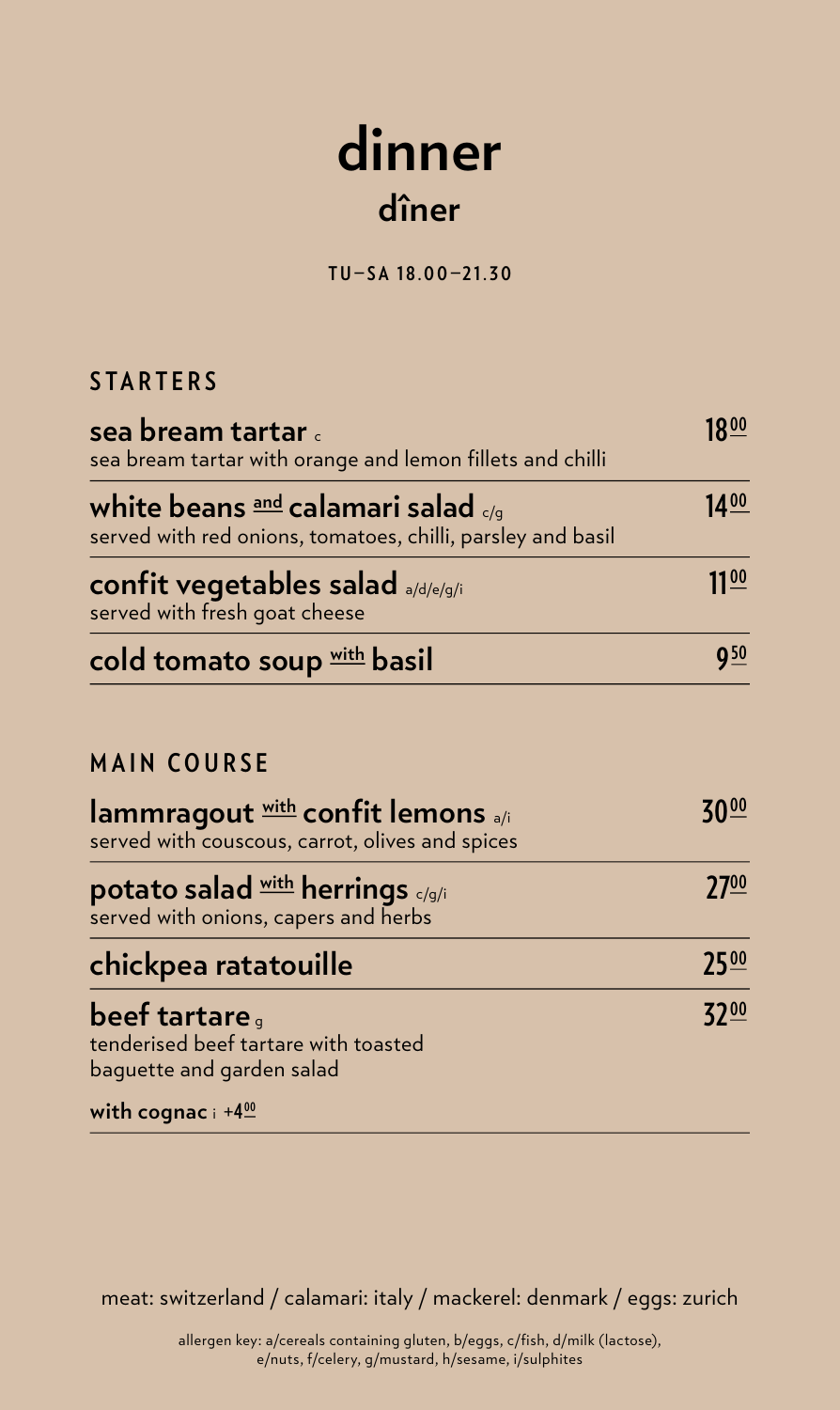# dinner
## dîner

TU–SA 18.00–21.30

### STARTERS

**sea bream tartar** c — 18.00
sea bream tartar with orange and lemon fillets and chilli

**white beans and calamari salad** c/g — 14.00
served with red onions, tomatoes, chilli, parsley and basil

**confit vegetables salad** a/d/e/g/i — 11.00
served with fresh goat cheese

**cold tomato soup with basil** — 9.50

### MAIN COURSE

**lammragout with confit lemons** a/i — 30.00
served with couscous, carrot, olives and spices

**potato salad with herrings** c/g/i — 27.00
served with onions, capers and herbs

**chickpea ratatouille** — 25.00

**beef tartare** g — 32.00
tenderised beef tartare with toasted baguette and garden salad

**with cognac** i +4.00

meat: switzerland / calamari: italy / mackerel: denmark / eggs: zurich

allergen key: a/cereals containing gluten, b/eggs, c/fish, d/milk (lactose), e/nuts, f/celery, g/mustard, h/sesame, i/sulphites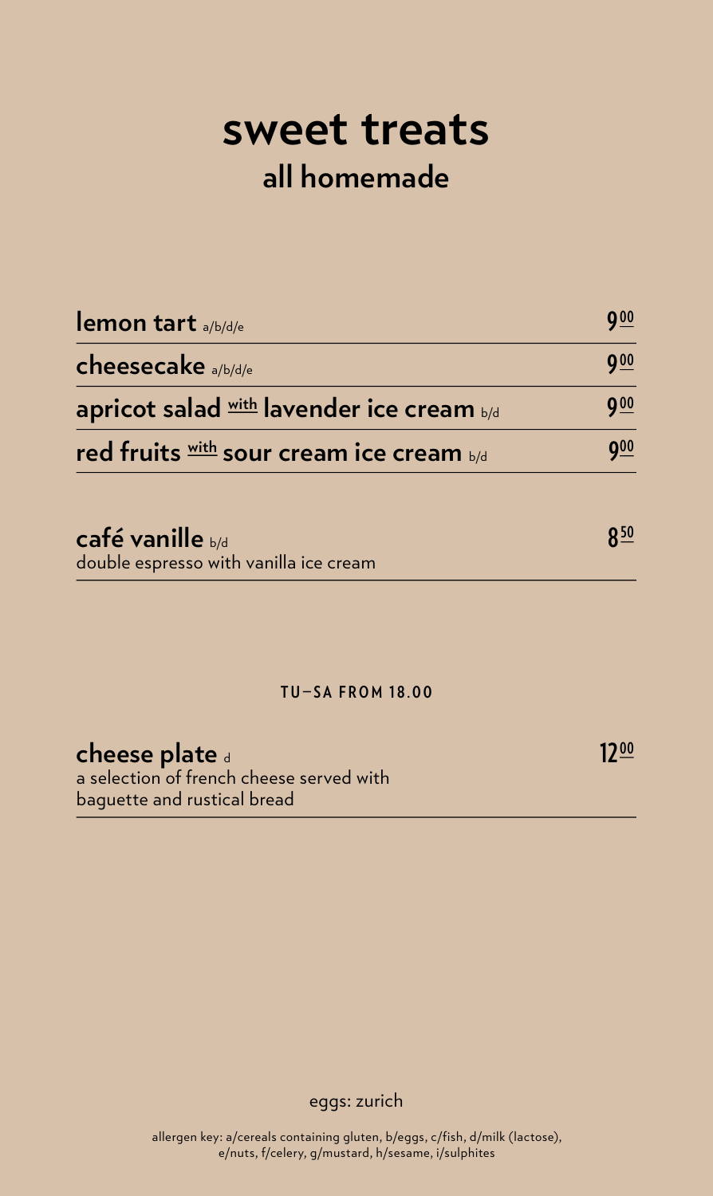# sweet treats

## all homemade

| | |
|---|---|
| **lemon tart** a/b/d/e | 9.00 |
| **cheesecake** a/b/d/e | 9.00 |
| **apricot salad with lavender ice cream** b/d | 9.00 |
| **red fruits with sour cream ice cream** b/d | 9.00 |

**café vanille** b/d
double espresso with vanilla ice cream — 8.50

TU–SA FROM 18.00

**cheese plate** d
a selection of french cheese served with baguette and rustical bread — 12.00

eggs: zurich

allergen key: a/cereals containing gluten, b/eggs, c/fish, d/milk (lactose), e/nuts, f/celery, g/mustard, h/sesame, i/sulphites